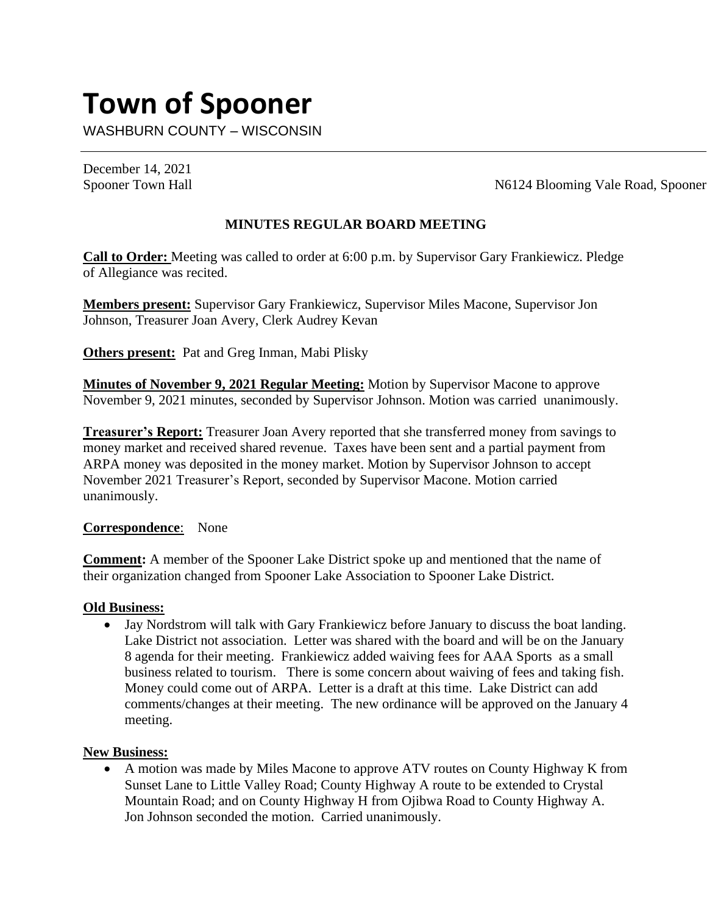# Town of Spooner

WASHBURN COUNTY – WISCONSIN

December 14, 2021
Spooner Town Hall N6124 Blooming Vale Road, Spooner

**MINUTES REGULAR BOARD MEETING**

**Call to Order:** Meeting was called to order at 6:00 p.m. by Supervisor Gary Frankiewicz. Pledge of Allegiance was recited.

**Members present:** Supervisor Gary Frankiewicz, Supervisor Miles Macone, Supervisor Jon Johnson, Treasurer Joan Avery, Clerk Audrey Kevan

**Others present:** Pat and Greg Inman, Mabi Plisky

**Minutes of November 9, 2021 Regular Meeting:** Motion by Supervisor Macone to approve November 9, 2021 minutes, seconded by Supervisor Johnson. Motion was carried unanimously.

**Treasurer's Report:** Treasurer Joan Avery reported that she transferred money from savings to money market and received shared revenue. Taxes have been sent and a partial payment from ARPA money was deposited in the money market. Motion by Supervisor Johnson to accept November 2021 Treasurer's Report, seconded by Supervisor Macone. Motion carried unanimously.

**Correspondence**: None

**Comment:** A member of the Spooner Lake District spoke up and mentioned that the name of their organization changed from Spooner Lake Association to Spooner Lake District.

**Old Business:**

- Jay Nordstrom will talk with Gary Frankiewicz before January to discuss the boat landing. Lake District not association. Letter was shared with the board and will be on the January 8 agenda for their meeting. Frankiewicz added waiving fees for AAA Sports as a small business related to tourism. There is some concern about waiving of fees and taking fish. Money could come out of ARPA. Letter is a draft at this time. Lake District can add comments/changes at their meeting. The new ordinance will be approved on the January 4 meeting.

**New Business:**

- A motion was made by Miles Macone to approve ATV routes on County Highway K from Sunset Lane to Little Valley Road; County Highway A route to be extended to Crystal Mountain Road; and on County Highway H from Ojibwa Road to County Highway A. Jon Johnson seconded the motion. Carried unanimously.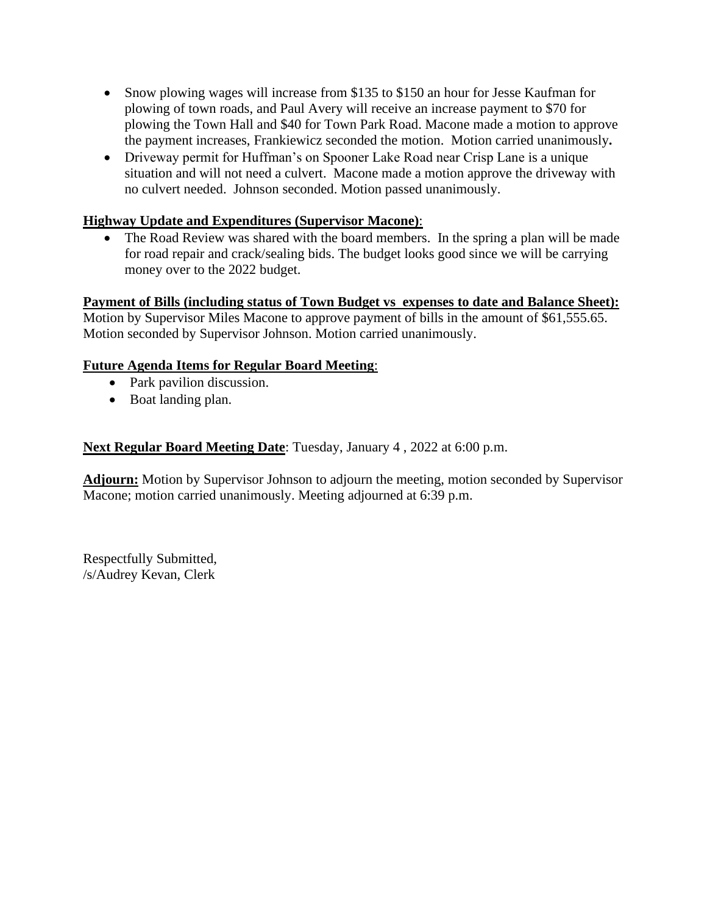- Snow plowing wages will increase from $135 to $150 an hour for Jesse Kaufman for plowing of town roads, and Paul Avery will receive an increase payment to $70 for plowing the Town Hall and $40 for Town Park Road. Macone made a motion to approve the payment increases, Frankiewicz seconded the motion. Motion carried unanimously**.**
- Driveway permit for Huffman's on Spooner Lake Road near Crisp Lane is a unique situation and will not need a culvert. Macone made a motion approve the driveway with no culvert needed. Johnson seconded. Motion passed unanimously.

**Highway Update and Expenditures (Supervisor Macone)**:

- The Road Review was shared with the board members. In the spring a plan will be made for road repair and crack/sealing bids. The budget looks good since we will be carrying money over to the 2022 budget.

**Payment of Bills (including status of Town Budget vs expenses to date and Balance Sheet):** Motion by Supervisor Miles Macone to approve payment of bills in the amount of $61,555.65. Motion seconded by Supervisor Johnson. Motion carried unanimously.

**Future Agenda Items for Regular Board Meeting**:

- Park pavilion discussion.
- Boat landing plan.

**Next Regular Board Meeting Date**: Tuesday, January 4 , 2022 at 6:00 p.m.

**Adjourn:** Motion by Supervisor Johnson to adjourn the meeting, motion seconded by Supervisor Macone; motion carried unanimously. Meeting adjourned at 6:39 p.m.

Respectfully Submitted,
/s/Audrey Kevan, Clerk